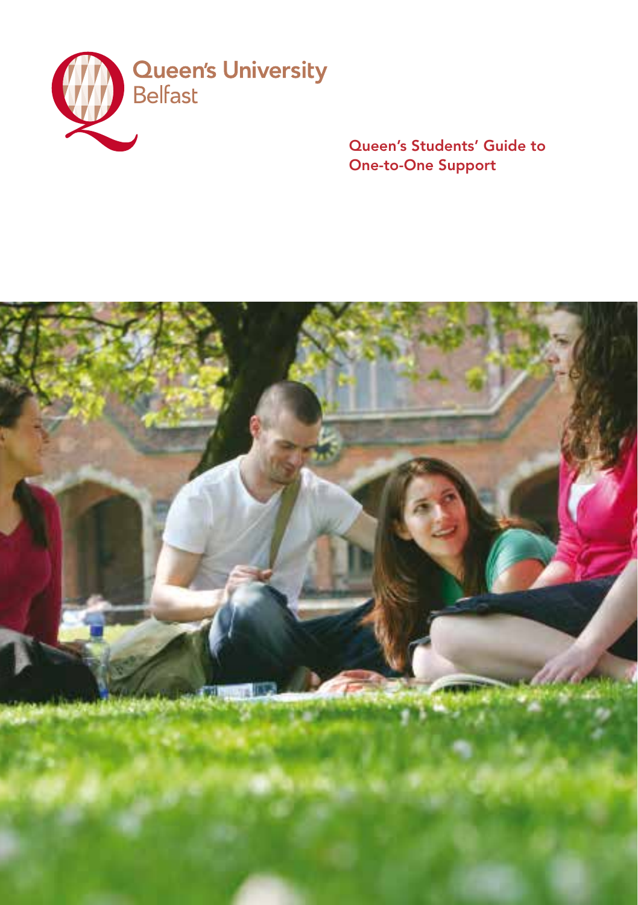Queen's University Belfast

# Queen's Students' Guide to One-to-One Support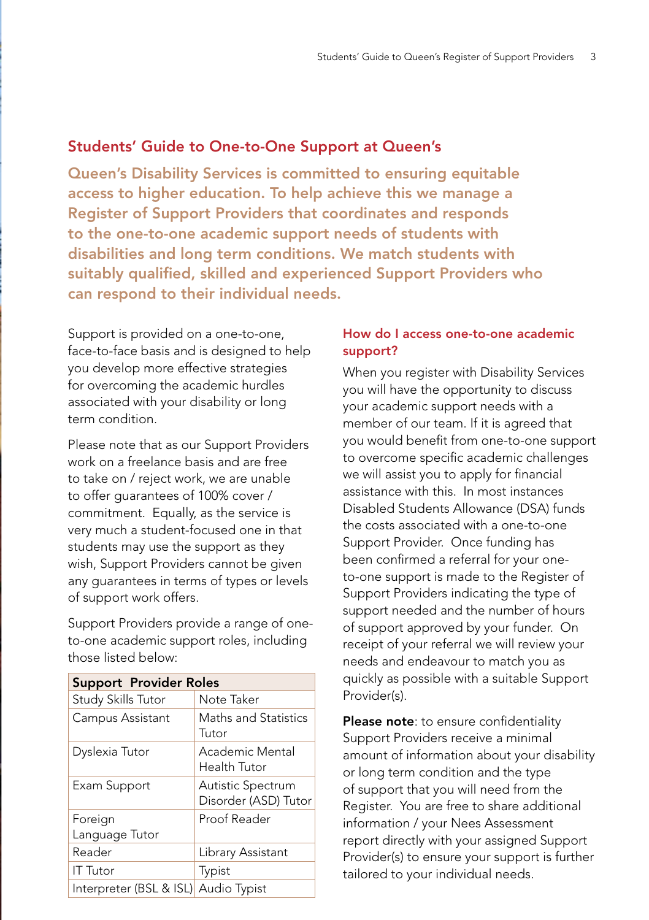## Students' Guide to One-to-One Support at Queen's

**Queen's Disability Services is committed to ensuring equitable access to higher education. To help achieve this we manage a Register of Support Providers that coordinates and responds to the one-to-one academic support needs of students with disabilities and long term conditions. We match students with suitably qualified, skilled and experienced Support Providers who can respond to their individual needs.**

Support is provided on a one-to-one, face-to-face basis and is designed to help you develop more effective strategies for overcoming the academic hurdles associated with your disability or long term condition.

Please note that as our Support Providers work on a freelance basis and are free to take on / reject work, we are unable to offer guarantees of 100% cover / commitment. Equally, as the service is very much a student-focused one in that students may use the support as they wish, Support Providers cannot be given any guarantees in terms of types or levels of support work offers.

Support Providers provide a range of one-to-one academic support roles, including those listed below:

| Support Provider Roles | |
|---|---|
| Study Skills Tutor | Note Taker |
| Campus Assistant | Maths and Statistics Tutor |
| Dyslexia Tutor | Academic Mental Health Tutor |
| Exam Support | Autistic Spectrum Disorder (ASD) Tutor |
| Foreign Language Tutor | Proof Reader |
| Reader | Library Assistant |
| IT Tutor | Typist |
| Interpreter (BSL & ISL) | Audio Typist |

### How do I access one-to-one academic support?

When you register with Disability Services you will have the opportunity to discuss your academic support needs with a member of our team. If it is agreed that you would benefit from one-to-one support to overcome specific academic challenges we will assist you to apply for financial assistance with this. In most instances Disabled Students Allowance (DSA) funds the costs associated with a one-to-one Support Provider. Once funding has been confirmed a referral for your one-to-one support is made to the Register of Support Providers indicating the type of support needed and the number of hours of support approved by your funder. On receipt of your referral we will review your needs and endeavour to match you as quickly as possible with a suitable Support Provider(s).

**Please note**: to ensure confidentiality Support Providers receive a minimal amount of information about your disability or long term condition and the type of support that you will need from the Register. You are free to share additional information / your Nees Assessment report directly with your assigned Support Provider(s) to ensure your support is further tailored to your individual needs.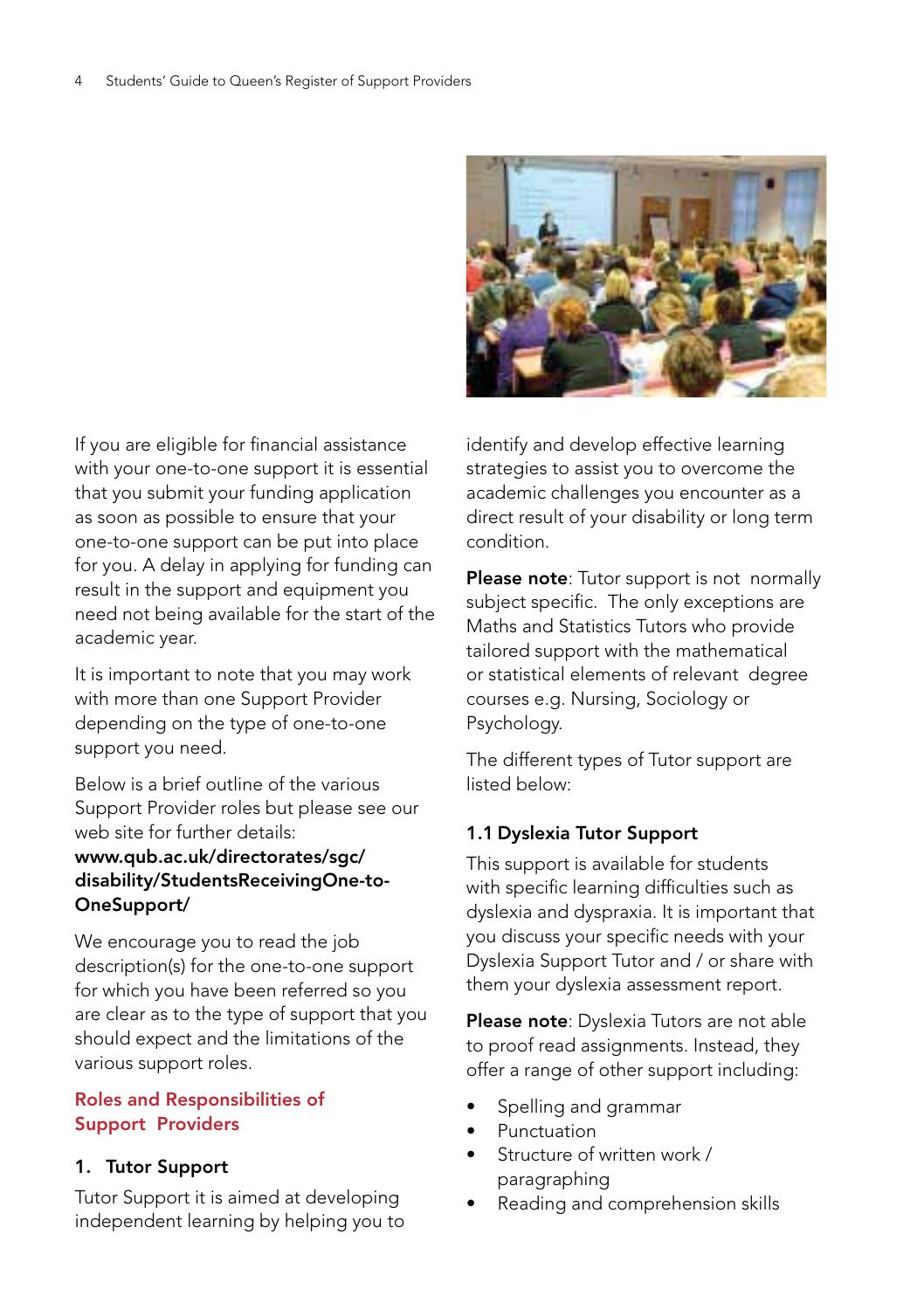If you are eligible for financial assistance with your one-to-one support it is essential that you submit your funding application as soon as possible to ensure that your one-to-one support can be put into place for you. A delay in applying for funding can result in the support and equipment you need not being available for the start of the academic year.

It is important to note that you may work with more than one Support Provider depending on the type of one-to-one support you need.

Below is a brief outline of the various Support Provider roles but please see our web site for further details:
**www.qub.ac.uk/directorates/sgc/disability/StudentsReceivingOne-to-OneSupport/**

We encourage you to read the job description(s) for the one-to-one support for which you have been referred so you are clear as to the type of support that you should expect and the limitations of the various support roles.

## Roles and Responsibilities of Support Providers

### 1. Tutor Support

Tutor Support it is aimed at developing independent learning by helping you to identify and develop effective learning strategies to assist you to overcome the academic challenges you encounter as a direct result of your disability or long term condition.

**Please note**: Tutor support is not normally subject specific. The only exceptions are Maths and Statistics Tutors who provide tailored support with the mathematical or statistical elements of relevant degree courses e.g. Nursing, Sociology or Psychology.

The different types of Tutor support are listed below:

### 1.1 Dyslexia Tutor Support

This support is available for students with specific learning difficulties such as dyslexia and dyspraxia. It is important that you discuss your specific needs with your Dyslexia Support Tutor and / or share with them your dyslexia assessment report.

**Please note**: Dyslexia Tutors are not able to proof read assignments. Instead, they offer a range of other support including:

- Spelling and grammar
- Punctuation
- Structure of written work / paragraphing
- Reading and comprehension skills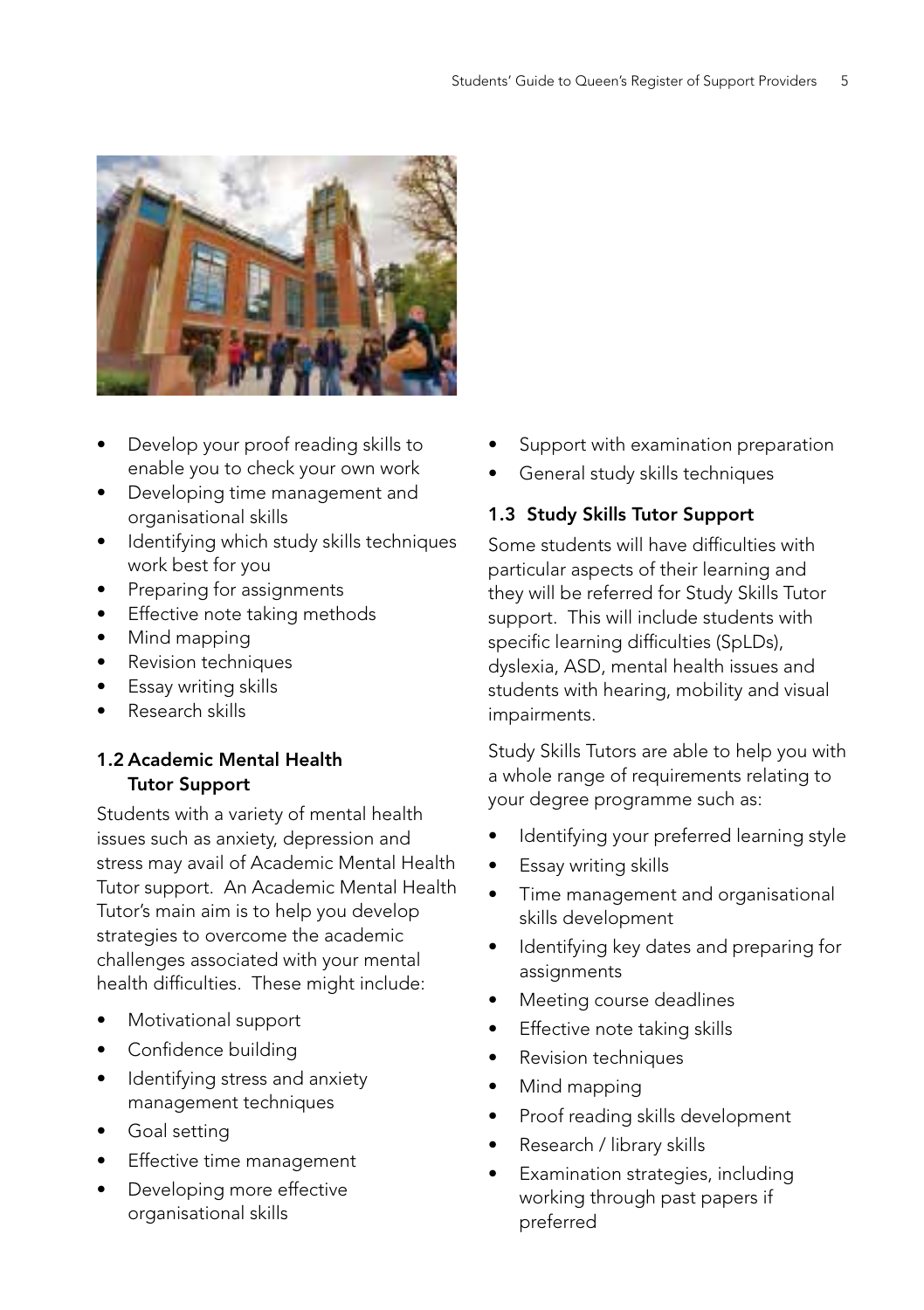- Develop your proof reading skills to enable you to check your own work
- Developing time management and organisational skills
- Identifying which study skills techniques work best for you
- Preparing for assignments
- Effective note taking methods
- Mind mapping
- Revision techniques
- Essay writing skills
- Research skills

### 1.2 Academic Mental Health Tutor Support

Students with a variety of mental health issues such as anxiety, depression and stress may avail of Academic Mental Health Tutor support. An Academic Mental Health Tutor's main aim is to help you develop strategies to overcome the academic challenges associated with your mental health difficulties. These might include:

- Motivational support
- Confidence building
- Identifying stress and anxiety management techniques
- Goal setting
- Effective time management
- Developing more effective organisational skills
- Support with examination preparation
- General study skills techniques

### 1.3 Study Skills Tutor Support

Some students will have difficulties with particular aspects of their learning and they will be referred for Study Skills Tutor support. This will include students with specific learning difficulties (SpLDs), dyslexia, ASD, mental health issues and students with hearing, mobility and visual impairments.

Study Skills Tutors are able to help you with a whole range of requirements relating to your degree programme such as:

- Identifying your preferred learning style
- Essay writing skills
- Time management and organisational skills development
- Identifying key dates and preparing for assignments
- Meeting course deadlines
- Effective note taking skills
- Revision techniques
- Mind mapping
- Proof reading skills development
- Research / library skills
- Examination strategies, including working through past papers if preferred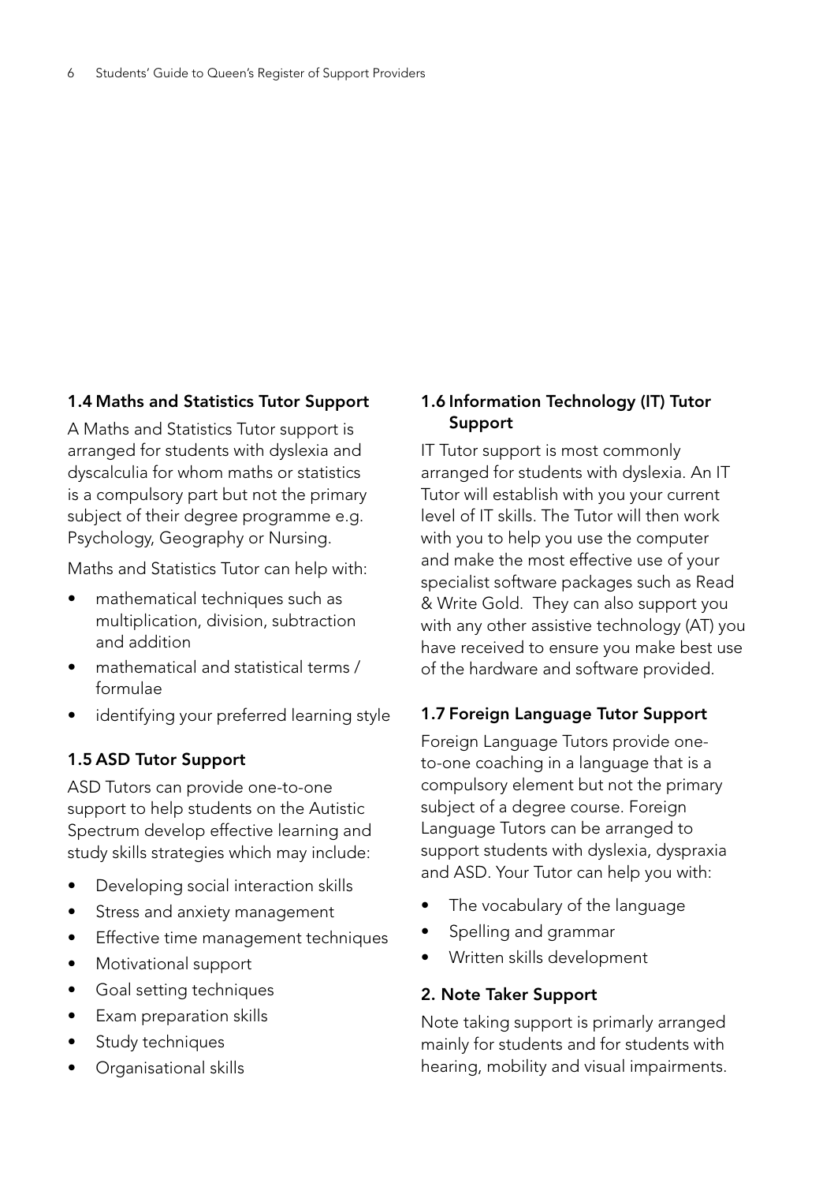### 1.4 Maths and Statistics Tutor Support

A Maths and Statistics Tutor support is arranged for students with dyslexia and dyscalculia for whom maths or statistics is a compulsory part but not the primary subject of their degree programme e.g. Psychology, Geography or Nursing.

Maths and Statistics Tutor can help with:

- mathematical techniques such as multiplication, division, subtraction and addition
- mathematical and statistical terms / formulae
- identifying your preferred learning style

### 1.5 ASD Tutor Support

ASD Tutors can provide one-to-one support to help students on the Autistic Spectrum develop effective learning and study skills strategies which may include:

- Developing social interaction skills
- Stress and anxiety management
- Effective time management techniques
- Motivational support
- Goal setting techniques
- Exam preparation skills
- Study techniques
- Organisational skills

### 1.6 Information Technology (IT) Tutor Support

IT Tutor support is most commonly arranged for students with dyslexia. An IT Tutor will establish with you your current level of IT skills. The Tutor will then work with you to help you use the computer and make the most effective use of your specialist software packages such as Read & Write Gold. They can also support you with any other assistive technology (AT) you have received to ensure you make best use of the hardware and software provided.

### 1.7 Foreign Language Tutor Support

Foreign Language Tutors provide one-to-one coaching in a language that is a compulsory element but not the primary subject of a degree course. Foreign Language Tutors can be arranged to support students with dyslexia, dyspraxia and ASD. Your Tutor can help you with:

- The vocabulary of the language
- Spelling and grammar
- Written skills development

### 2. Note Taker Support

Note taking support is primarily arranged mainly for students and for students with hearing, mobility and visual impairments.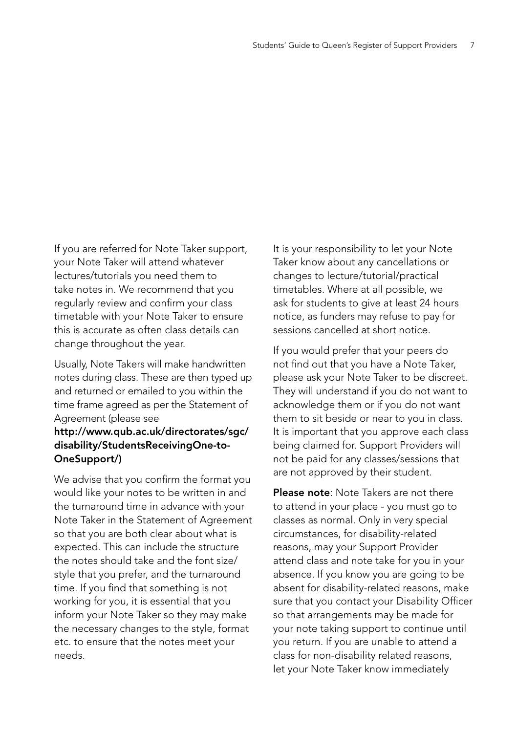If you are referred for Note Taker support, your Note Taker will attend whatever lectures/tutorials you need them to take notes in. We recommend that you regularly review and confirm your class timetable with your Note Taker to ensure this is accurate as often class details can change throughout the year.

Usually, Note Takers will make handwritten notes during class. These are then typed up and returned or emailed to you within the time frame agreed as per the Statement of Agreement (please see **http://www.qub.ac.uk/directorates/sgc/disability/StudentsReceivingOne-to-OneSupport/)**

We advise that you confirm the format you would like your notes to be written in and the turnaround time in advance with your Note Taker in the Statement of Agreement so that you are both clear about what is expected. This can include the structure the notes should take and the font size/style that you prefer, and the turnaround time. If you find that something is not working for you, it is essential that you inform your Note Taker so they may make the necessary changes to the style, format etc. to ensure that the notes meet your needs.

It is your responsibility to let your Note Taker know about any cancellations or changes to lecture/tutorial/practical timetables. Where at all possible, we ask for students to give at least 24 hours notice, as funders may refuse to pay for sessions cancelled at short notice.

If you would prefer that your peers do not find out that you have a Note Taker, please ask your Note Taker to be discreet. They will understand if you do not want to acknowledge them or if you do not want them to sit beside or near to you in class. It is important that you approve each class being claimed for. Support Providers will not be paid for any classes/sessions that are not approved by their student.

**Please note**: Note Takers are not there to attend in your place - you must go to classes as normal. Only in very special circumstances, for disability-related reasons, may your Support Provider attend class and note take for you in your absence. If you know you are going to be absent for disability-related reasons, make sure that you contact your Disability Officer so that arrangements may be made for your note taking support to continue until you return. If you are unable to attend a class for non-disability related reasons, let your Note Taker know immediately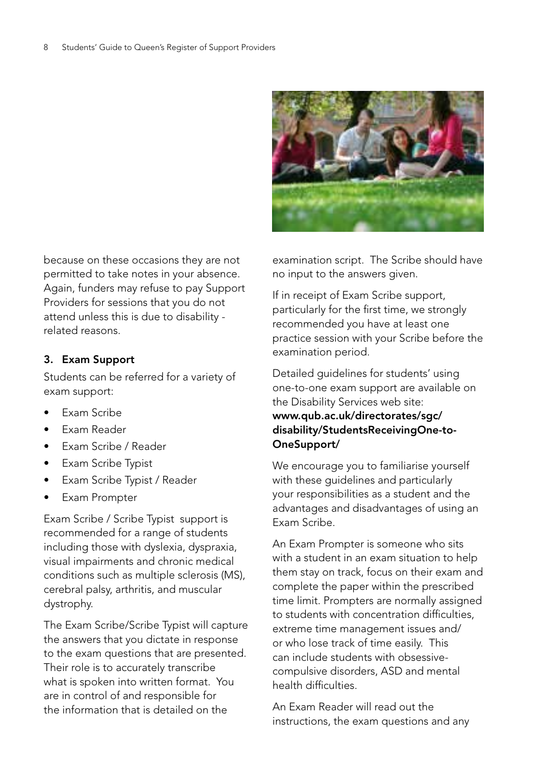because on these occasions they are not permitted to take notes in your absence. Again, funders may refuse to pay Support Providers for sessions that you do not attend unless this is due to disability - related reasons.

### 3. Exam Support

Students can be referred for a variety of exam support:

- Exam Scribe
- Exam Reader
- Exam Scribe / Reader
- Exam Scribe Typist
- Exam Scribe Typist / Reader
- Exam Prompter

Exam Scribe / Scribe Typist support is recommended for a range of students including those with dyslexia, dyspraxia, visual impairments and chronic medical conditions such as multiple sclerosis (MS), cerebral palsy, arthritis, and muscular dystrophy.

The Exam Scribe/Scribe Typist will capture the answers that you dictate in response to the exam questions that are presented. Their role is to accurately transcribe what is spoken into written format. You are in control of and responsible for the information that is detailed on the examination script. The Scribe should have no input to the answers given.

If in receipt of Exam Scribe support, particularly for the first time, we strongly recommended you have at least one practice session with your Scribe before the examination period.

Detailed guidelines for students' using one-to-one exam support are available on the Disability Services web site: **www.qub.ac.uk/directorates/sgc/disability/StudentsReceivingOne-to-OneSupport/**

We encourage you to familiarise yourself with these guidelines and particularly your responsibilities as a student and the advantages and disadvantages of using an Exam Scribe.

An Exam Prompter is someone who sits with a student in an exam situation to help them stay on track, focus on their exam and complete the paper within the prescribed time limit. Prompters are normally assigned to students with concentration difficulties, extreme time management issues and/ or who lose track of time easily. This can include students with obsessive-compulsive disorders, ASD and mental health difficulties.

An Exam Reader will read out the instructions, the exam questions and any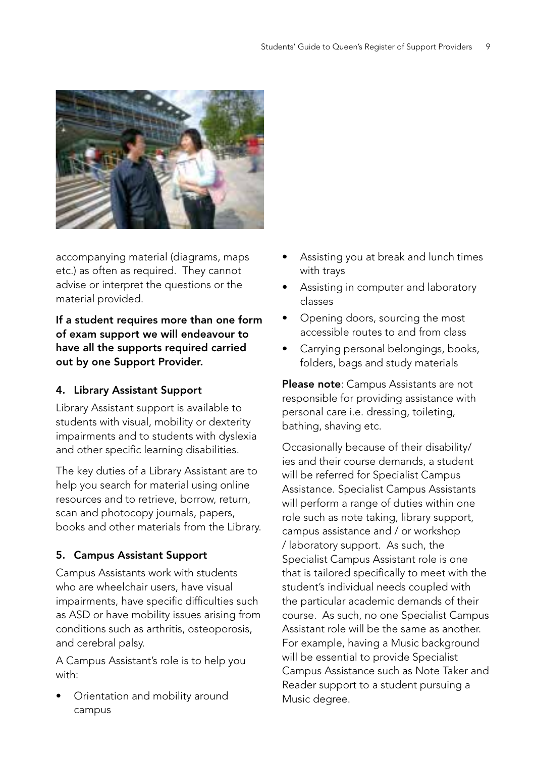accompanying material (diagrams, maps etc.) as often as required. They cannot advise or interpret the questions or the material provided.

**If a student requires more than one form of exam support we will endeavour to have all the supports required carried out by one Support Provider.**

### 4. Library Assistant Support

Library Assistant support is available to students with visual, mobility or dexterity impairments and to students with dyslexia and other specific learning disabilities.

The key duties of a Library Assistant are to help you search for material using online resources and to retrieve, borrow, return, scan and photocopy journals, papers, books and other materials from the Library.

### 5. Campus Assistant Support

Campus Assistants work with students who are wheelchair users, have visual impairments, have specific difficulties such as ASD or have mobility issues arising from conditions such as arthritis, osteoporosis, and cerebral palsy.

A Campus Assistant's role is to help you with:

- Orientation and mobility around campus
- Assisting you at break and lunch times with trays
- Assisting in computer and laboratory classes
- Opening doors, sourcing the most accessible routes to and from class
- Carrying personal belongings, books, folders, bags and study materials

**Please note**: Campus Assistants are not responsible for providing assistance with personal care i.e. dressing, toileting, bathing, shaving etc.

Occasionally because of their disability/ies and their course demands, a student will be referred for Specialist Campus Assistance. Specialist Campus Assistants will perform a range of duties within one role such as note taking, library support, campus assistance and / or workshop / laboratory support. As such, the Specialist Campus Assistant role is one that is tailored specifically to meet with the student's individual needs coupled with the particular academic demands of their course. As such, no one Specialist Campus Assistant role will be the same as another. For example, having a Music background will be essential to provide Specialist Campus Assistance such as Note Taker and Reader support to a student pursuing a Music degree.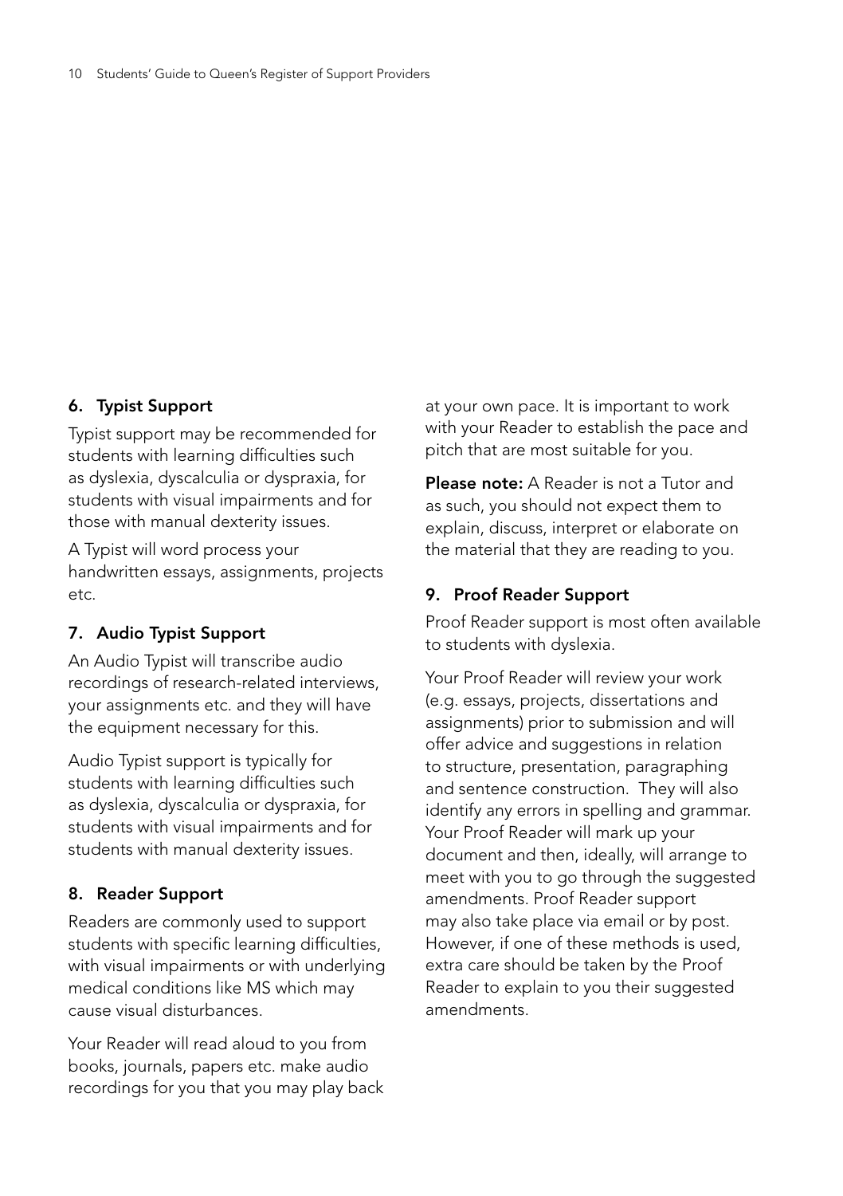## 6. Typist Support

Typist support may be recommended for students with learning difficulties such as dyslexia, dyscalculia or dyspraxia, for students with visual impairments and for those with manual dexterity issues.

A Typist will word process your handwritten essays, assignments, projects etc.

## 7. Audio Typist Support

An Audio Typist will transcribe audio recordings of research-related interviews, your assignments etc. and they will have the equipment necessary for this.

Audio Typist support is typically for students with learning difficulties such as dyslexia, dyscalculia or dyspraxia, for students with visual impairments and for students with manual dexterity issues.

## 8. Reader Support

Readers are commonly used to support students with specific learning difficulties, with visual impairments or with underlying medical conditions like MS which may cause visual disturbances.

Your Reader will read aloud to you from books, journals, papers etc. make audio recordings for you that you may play back at your own pace. It is important to work with your Reader to establish the pace and pitch that are most suitable for you.

**Please note:** A Reader is not a Tutor and as such, you should not expect them to explain, discuss, interpret or elaborate on the material that they are reading to you.

## 9. Proof Reader Support

Proof Reader support is most often available to students with dyslexia.

Your Proof Reader will review your work (e.g. essays, projects, dissertations and assignments) prior to submission and will offer advice and suggestions in relation to structure, presentation, paragraphing and sentence construction. They will also identify any errors in spelling and grammar. Your Proof Reader will mark up your document and then, ideally, will arrange to meet with you to go through the suggested amendments. Proof Reader support may also take place via email or by post. However, if one of these methods is used, extra care should be taken by the Proof Reader to explain to you their suggested amendments.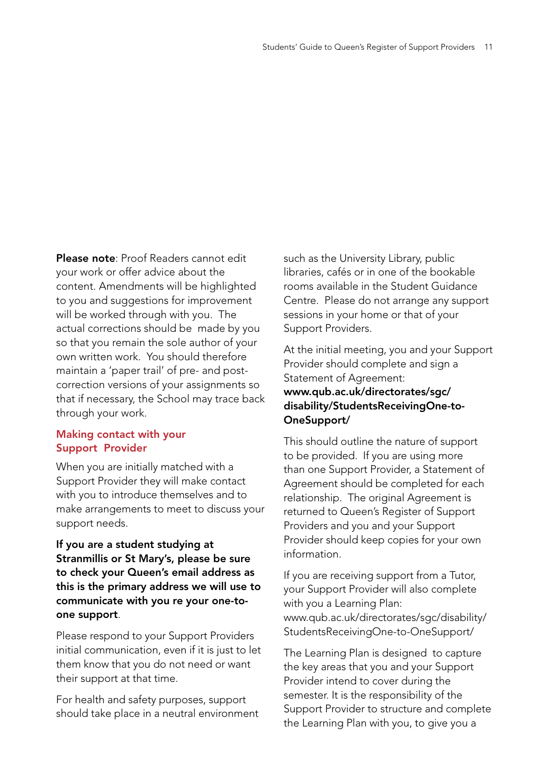**Please note**: Proof Readers cannot edit your work or offer advice about the content. Amendments will be highlighted to you and suggestions for improvement will be worked through with you. The actual corrections should be made by you so that you remain the sole author of your own written work. You should therefore maintain a 'paper trail' of pre- and post-correction versions of your assignments so that if necessary, the School may trace back through your work.

## Making contact with your Support Provider

When you are initially matched with a Support Provider they will make contact with you to introduce themselves and to make arrangements to meet to discuss your support needs.

**If you are a student studying at Stranmillis or St Mary's, please be sure to check your Queen's email address as this is the primary address we will use to communicate with you re your one-to-one support**.

Please respond to your Support Providers initial communication, even if it is just to let them know that you do not need or want their support at that time.

For health and safety purposes, support should take place in a neutral environment such as the University Library, public libraries, cafés or in one of the bookable rooms available in the Student Guidance Centre. Please do not arrange any support sessions in your home or that of your Support Providers.

At the initial meeting, you and your Support Provider should complete and sign a Statement of Agreement: **www.qub.ac.uk/directorates/sgc/disability/StudentsReceivingOne-to-OneSupport/**

This should outline the nature of support to be provided. If you are using more than one Support Provider, a Statement of Agreement should be completed for each relationship. The original Agreement is returned to Queen's Register of Support Providers and you and your Support Provider should keep copies for your own information.

If you are receiving support from a Tutor, your Support Provider will also complete with you a Learning Plan: www.qub.ac.uk/directorates/sgc/disability/StudentsReceivingOne-to-OneSupport/

The Learning Plan is designed to capture the key areas that you and your Support Provider intend to cover during the semester. It is the responsibility of the Support Provider to structure and complete the Learning Plan with you, to give you a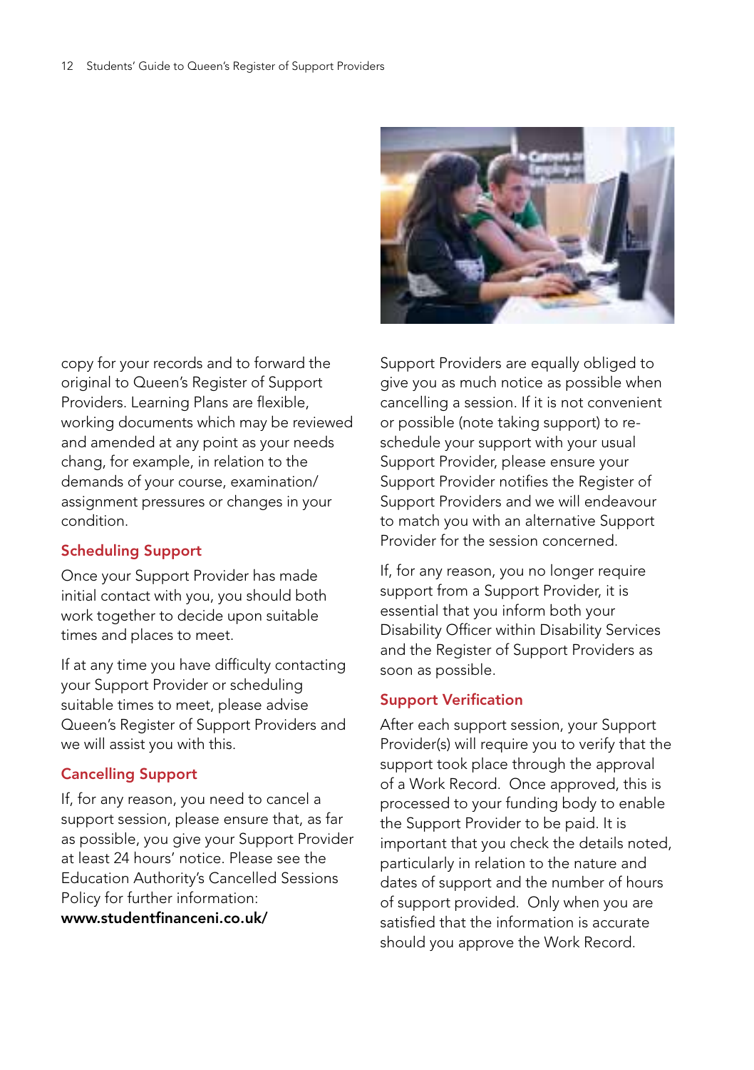copy for your records and to forward the original to Queen's Register of Support Providers. Learning Plans are flexible, working documents which may be reviewed and amended at any point as your needs chang, for example, in relation to the demands of your course, examination/assignment pressures or changes in your condition.

### Scheduling Support

Once your Support Provider has made initial contact with you, you should both work together to decide upon suitable times and places to meet.

If at any time you have difficulty contacting your Support Provider or scheduling suitable times to meet, please advise Queen's Register of Support Providers and we will assist you with this.

### Cancelling Support

If, for any reason, you need to cancel a support session, please ensure that, as far as possible, you give your Support Provider at least 24 hours' notice. Please see the Education Authority's Cancelled Sessions Policy for further information:
**www.studentfinanceni.co.uk/**

Support Providers are equally obliged to give you as much notice as possible when cancelling a session. If it is not convenient or possible (note taking support) to re-schedule your support with your usual Support Provider, please ensure your Support Provider notifies the Register of Support Providers and we will endeavour to match you with an alternative Support Provider for the session concerned.

If, for any reason, you no longer require support from a Support Provider, it is essential that you inform both your Disability Officer within Disability Services and the Register of Support Providers as soon as possible.

### Support Verification

After each support session, your Support Provider(s) will require you to verify that the support took place through the approval of a Work Record. Once approved, this is processed to your funding body to enable the Support Provider to be paid. It is important that you check the details noted, particularly in relation to the nature and dates of support and the number of hours of support provided. Only when you are satisfied that the information is accurate should you approve the Work Record.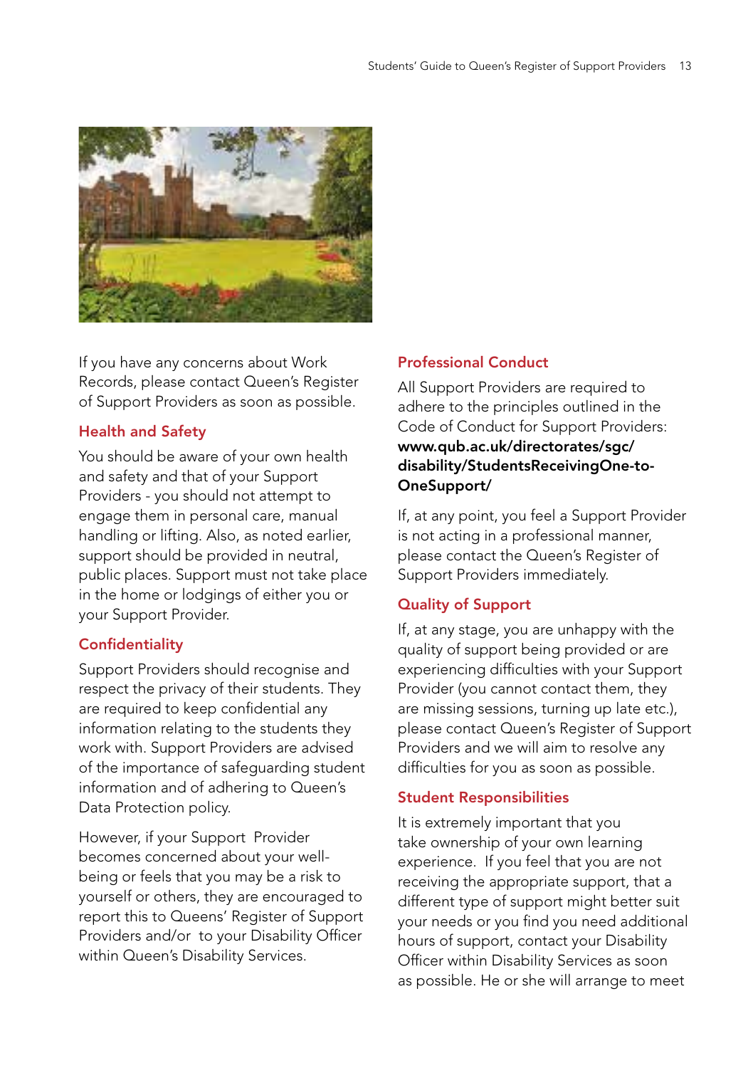If you have any concerns about Work Records, please contact Queen's Register of Support Providers as soon as possible.

## Health and Safety

You should be aware of your own health and safety and that of your Support Providers - you should not attempt to engage them in personal care, manual handling or lifting. Also, as noted earlier, support should be provided in neutral, public places. Support must not take place in the home or lodgings of either you or your Support Provider.

## Confidentiality

Support Providers should recognise and respect the privacy of their students. They are required to keep confidential any information relating to the students they work with. Support Providers are advised of the importance of safeguarding student information and of adhering to Queen's Data Protection policy.

However, if your Support Provider becomes concerned about your well-being or feels that you may be a risk to yourself or others, they are encouraged to report this to Queens' Register of Support Providers and/or to your Disability Officer within Queen's Disability Services.

## Professional Conduct

All Support Providers are required to adhere to the principles outlined in the Code of Conduct for Support Providers: **www.qub.ac.uk/directorates/sgc/disability/StudentsReceivingOne-to-OneSupport/**

If, at any point, you feel a Support Provider is not acting in a professional manner, please contact the Queen's Register of Support Providers immediately.

## Quality of Support

If, at any stage, you are unhappy with the quality of support being provided or are experiencing difficulties with your Support Provider (you cannot contact them, they are missing sessions, turning up late etc.), please contact Queen's Register of Support Providers and we will aim to resolve any difficulties for you as soon as possible.

## Student Responsibilities

It is extremely important that you take ownership of your own learning experience. If you feel that you are not receiving the appropriate support, that a different type of support might better suit your needs or you find you need additional hours of support, contact your Disability Officer within Disability Services as soon as possible. He or she will arrange to meet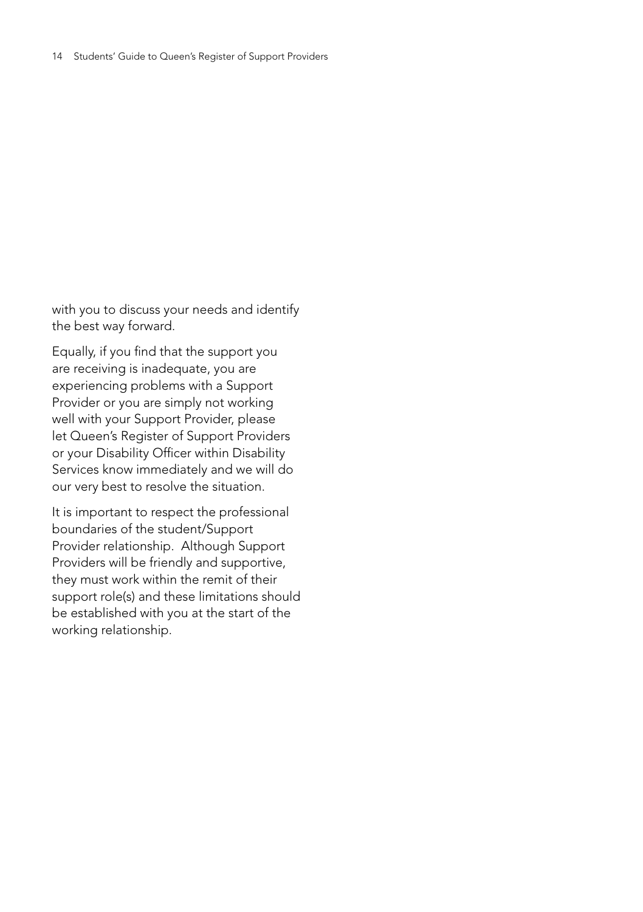with you to discuss your needs and identify the best way forward.

Equally, if you find that the support you are receiving is inadequate, you are experiencing problems with a Support Provider or you are simply not working well with your Support Provider, please let Queen's Register of Support Providers or your Disability Officer within Disability Services know immediately and we will do our very best to resolve the situation.

It is important to respect the professional boundaries of the student/Support Provider relationship. Although Support Providers will be friendly and supportive, they must work within the remit of their support role(s) and these limitations should be established with you at the start of the working relationship.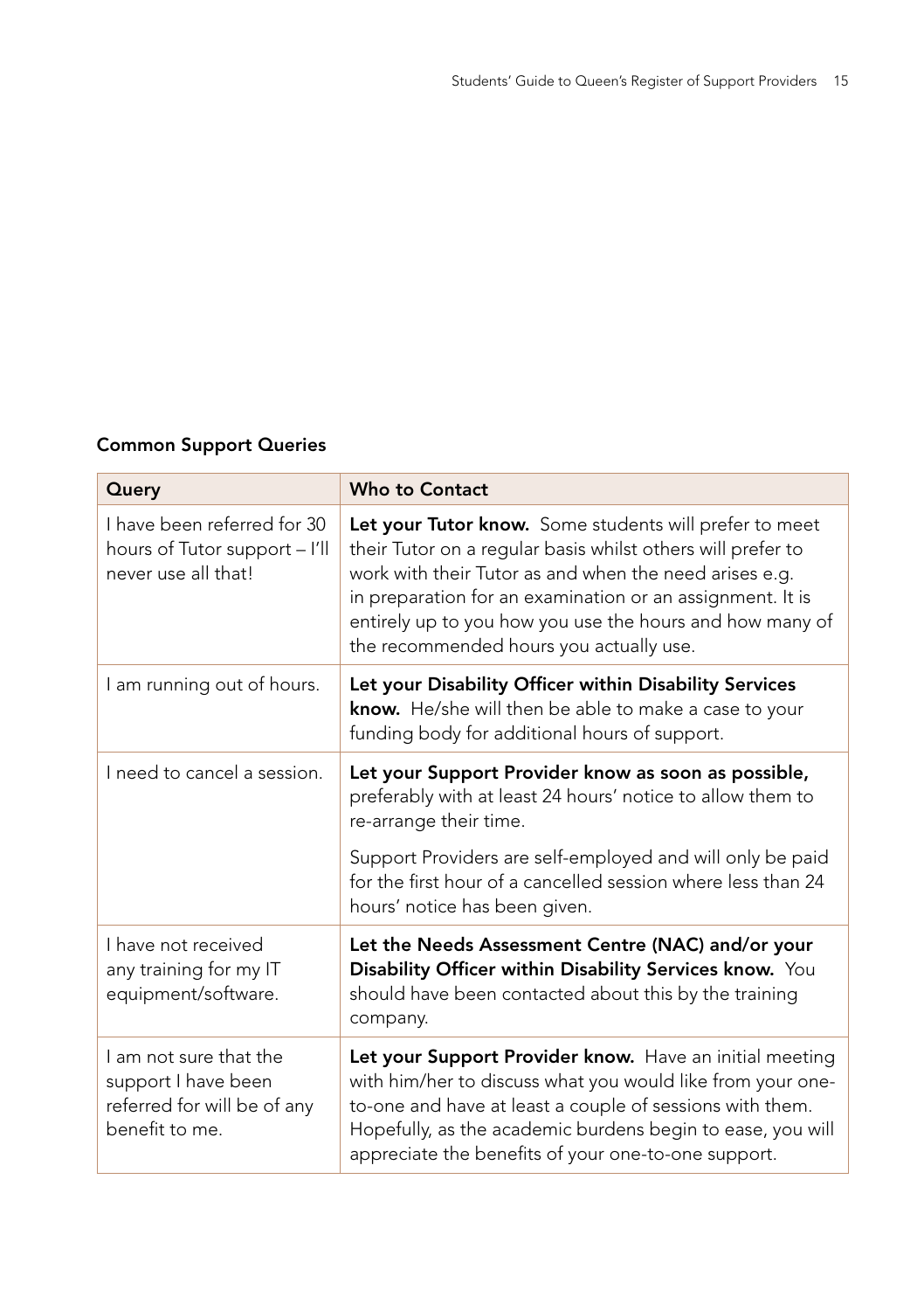**Common Support Queries**

| Query | Who to Contact |
| --- | --- |
| I have been referred for 30 hours of Tutor support – I'll never use all that! | **Let your Tutor know.** Some students will prefer to meet their Tutor on a regular basis whilst others will prefer to work with their Tutor as and when the need arises e.g. in preparation for an examination or an assignment. It is entirely up to you how you use the hours and how many of the recommended hours you actually use. |
| I am running out of hours. | **Let your Disability Officer within Disability Services know.** He/she will then be able to make a case to your funding body for additional hours of support. |
| I need to cancel a session. | **Let your Support Provider know as soon as possible,** preferably with at least 24 hours' notice to allow them to re-arrange their time.<br><br>Support Providers are self-employed and will only be paid for the first hour of a cancelled session where less than 24 hours' notice has been given. |
| I have not received any training for my IT equipment/software. | **Let the Needs Assessment Centre (NAC) and/or your Disability Officer within Disability Services know.** You should have been contacted about this by the training company. |
| I am not sure that the support I have been referred for will be of any benefit to me. | **Let your Support Provider know.** Have an initial meeting with him/her to discuss what you would like from your one-to-one and have at least a couple of sessions with them. Hopefully, as the academic burdens begin to ease, you will appreciate the benefits of your one-to-one support. |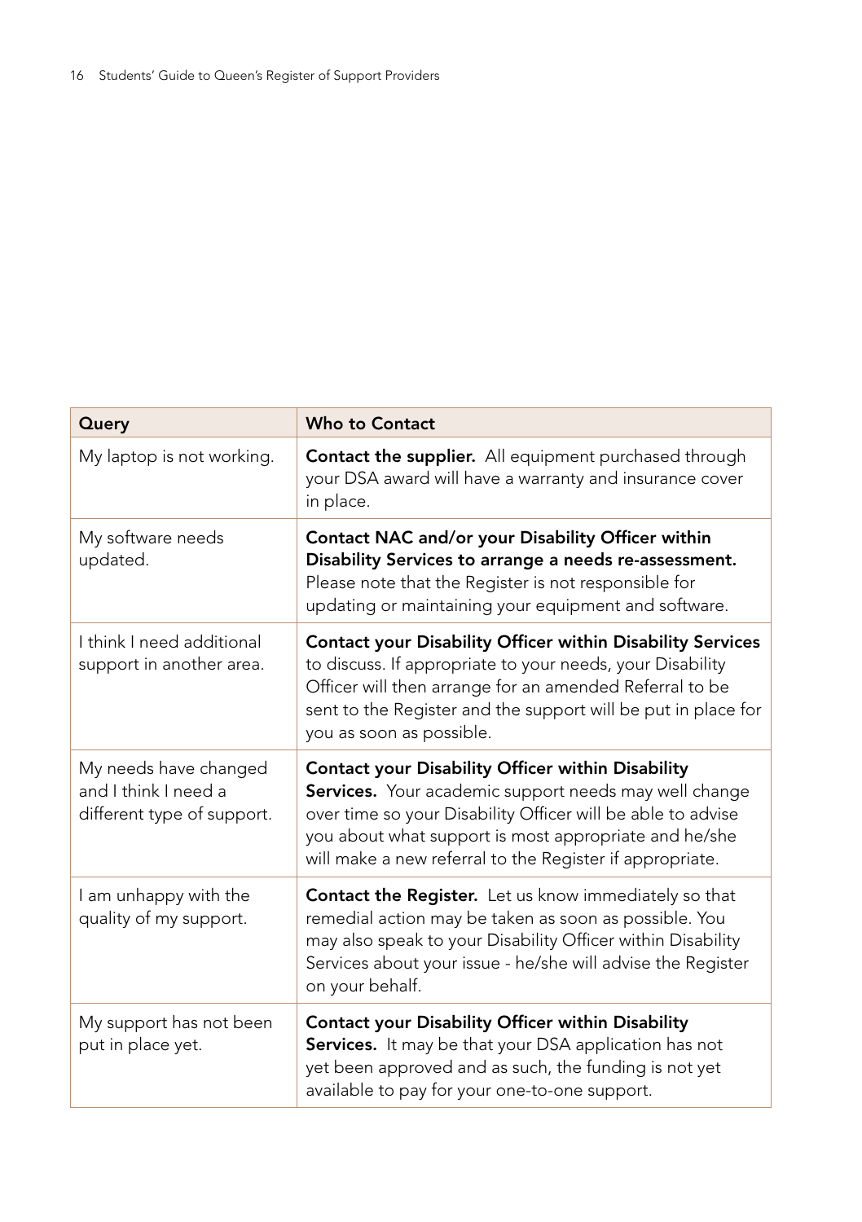| Query | Who to Contact |
| --- | --- |
| My laptop is not working. | **Contact the supplier.** All equipment purchased through your DSA award will have a warranty and insurance cover in place. |
| My software needs updated. | **Contact NAC and/or your Disability Officer within Disability Services to arrange a needs re-assessment.** Please note that the Register is not responsible for updating or maintaining your equipment and software. |
| I think I need additional support in another area. | **Contact your Disability Officer within Disability Services** to discuss. If appropriate to your needs, your Disability Officer will then arrange for an amended Referral to be sent to the Register and the support will be put in place for you as soon as possible. |
| My needs have changed and I think I need a different type of support. | **Contact your Disability Officer within Disability Services.** Your academic support needs may well change over time so your Disability Officer will be able to advise you about what support is most appropriate and he/she will make a new referral to the Register if appropriate. |
| I am unhappy with the quality of my support. | **Contact the Register.** Let us know immediately so that remedial action may be taken as soon as possible. You may also speak to your Disability Officer within Disability Services about your issue - he/she will advise the Register on your behalf. |
| My support has not been put in place yet. | **Contact your Disability Officer within Disability Services.** It may be that your DSA application has not yet been approved and as such, the funding is not yet available to pay for your one-to-one support. |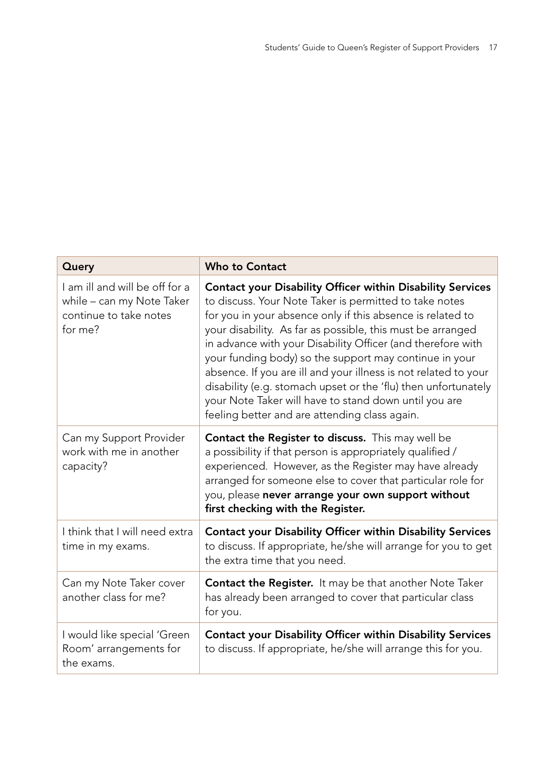| Query | Who to Contact |
|---|---|
| I am ill and will be off for a while – can my Note Taker continue to take notes for me? | **Contact your Disability Officer within Disability Services** to discuss. Your Note Taker is permitted to take notes for you in your absence only if this absence is related to your disability. As far as possible, this must be arranged in advance with your Disability Officer (and therefore with your funding body) so the support may continue in your absence. If you are ill and your illness is not related to your disability (e.g. stomach upset or the 'flu) then unfortunately your Note Taker will have to stand down until you are feeling better and are attending class again. |
| Can my Support Provider work with me in another capacity? | **Contact the Register to discuss.** This may well be a possibility if that person is appropriately qualified / experienced. However, as the Register may have already arranged for someone else to cover that particular role for you, please **never arrange your own support without first checking with the Register.** |
| I think that I will need extra time in my exams. | **Contact your Disability Officer within Disability Services** to discuss. If appropriate, he/she will arrange for you to get the extra time that you need. |
| Can my Note Taker cover another class for me? | **Contact the Register.** It may be that another Note Taker has already been arranged to cover that particular class for you. |
| I would like special 'Green Room' arrangements for the exams. | **Contact your Disability Officer within Disability Services** to discuss. If appropriate, he/she will arrange this for you. |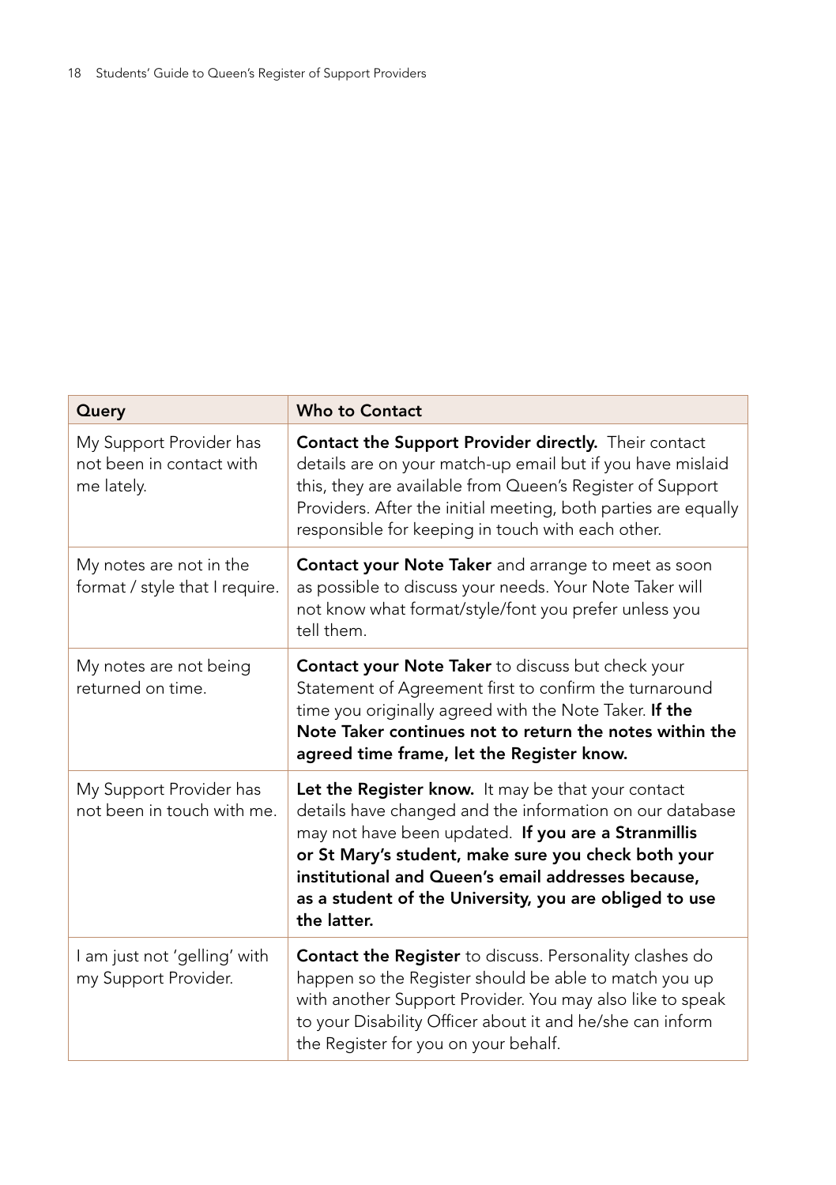| Query | Who to Contact |
|---|---|
| My Support Provider has not been in contact with me lately. | **Contact the Support Provider directly.** Their contact details are on your match-up email but if you have mislaid this, they are available from Queen's Register of Support Providers. After the initial meeting, both parties are equally responsible for keeping in touch with each other. |
| My notes are not in the format / style that I require. | **Contact your Note Taker** and arrange to meet as soon as possible to discuss your needs. Your Note Taker will not know what format/style/font you prefer unless you tell them. |
| My notes are not being returned on time. | **Contact your Note Taker** to discuss but check your Statement of Agreement first to confirm the turnaround time you originally agreed with the Note Taker. **If the Note Taker continues not to return the notes within the agreed time frame, let the Register know.** |
| My Support Provider has not been in touch with me. | **Let the Register know.** It may be that your contact details have changed and the information on our database may not have been updated. **If you are a Stranmillis or St Mary's student, make sure you check both your institutional and Queen's email addresses because, as a student of the University, you are obliged to use the latter.** |
| I am just not 'gelling' with my Support Provider. | **Contact the Register** to discuss. Personality clashes do happen so the Register should be able to match you up with another Support Provider. You may also like to speak to your Disability Officer about it and he/she can inform the Register for you on your behalf. |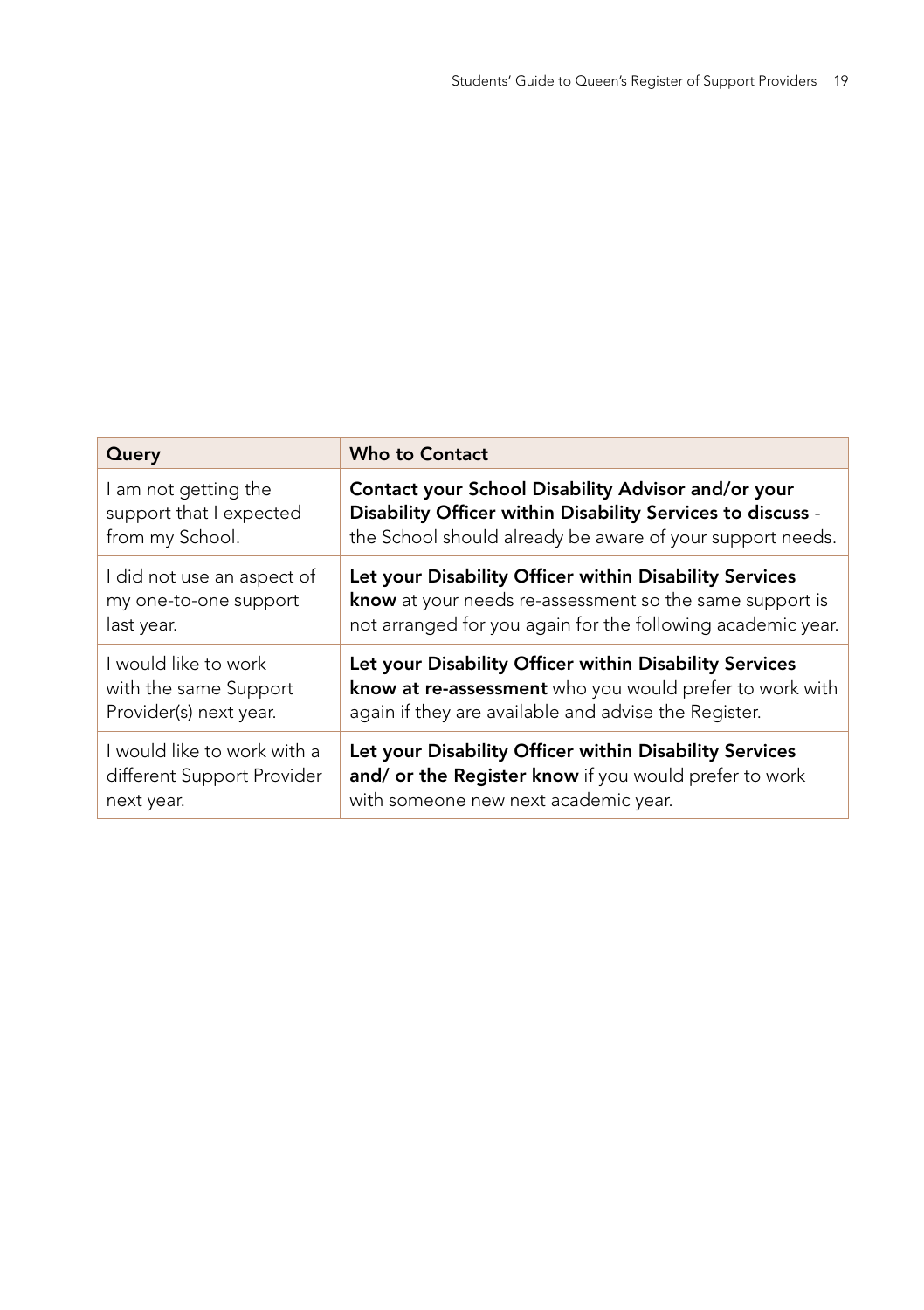| Query | Who to Contact |
|---|---|
| I am not getting the support that I expected from my School. | **Contact your School Disability Advisor and/or your Disability Officer within Disability Services to discuss** - the School should already be aware of your support needs. |
| I did not use an aspect of my one-to-one support last year. | **Let your Disability Officer within Disability Services know** at your needs re-assessment so the same support is not arranged for you again for the following academic year. |
| I would like to work with the same Support Provider(s) next year. | **Let your Disability Officer within Disability Services know at re-assessment** who you would prefer to work with again if they are available and advise the Register. |
| I would like to work with a different Support Provider next year. | **Let your Disability Officer within Disability Services and/ or the Register know** if you would prefer to work with someone new next academic year. |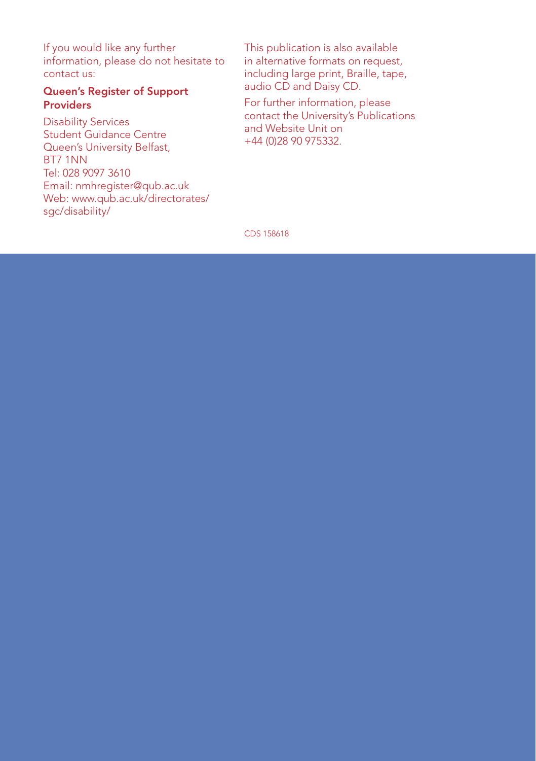If you would like any further information, please do not hesitate to contact us:

**Queen's Register of Support Providers**

Disability Services
Student Guidance Centre
Queen's University Belfast,
BT7 1NN
Tel: 028 9097 3610
Email: nmhregister@qub.ac.uk
Web: www.qub.ac.uk/directorates/sgc/disability/

This publication is also available in alternative formats on request, including large print, Braille, tape, audio CD and Daisy CD.

For further information, please contact the University's Publications and Website Unit on +44 (0)28 90 975332.

CDS 158618